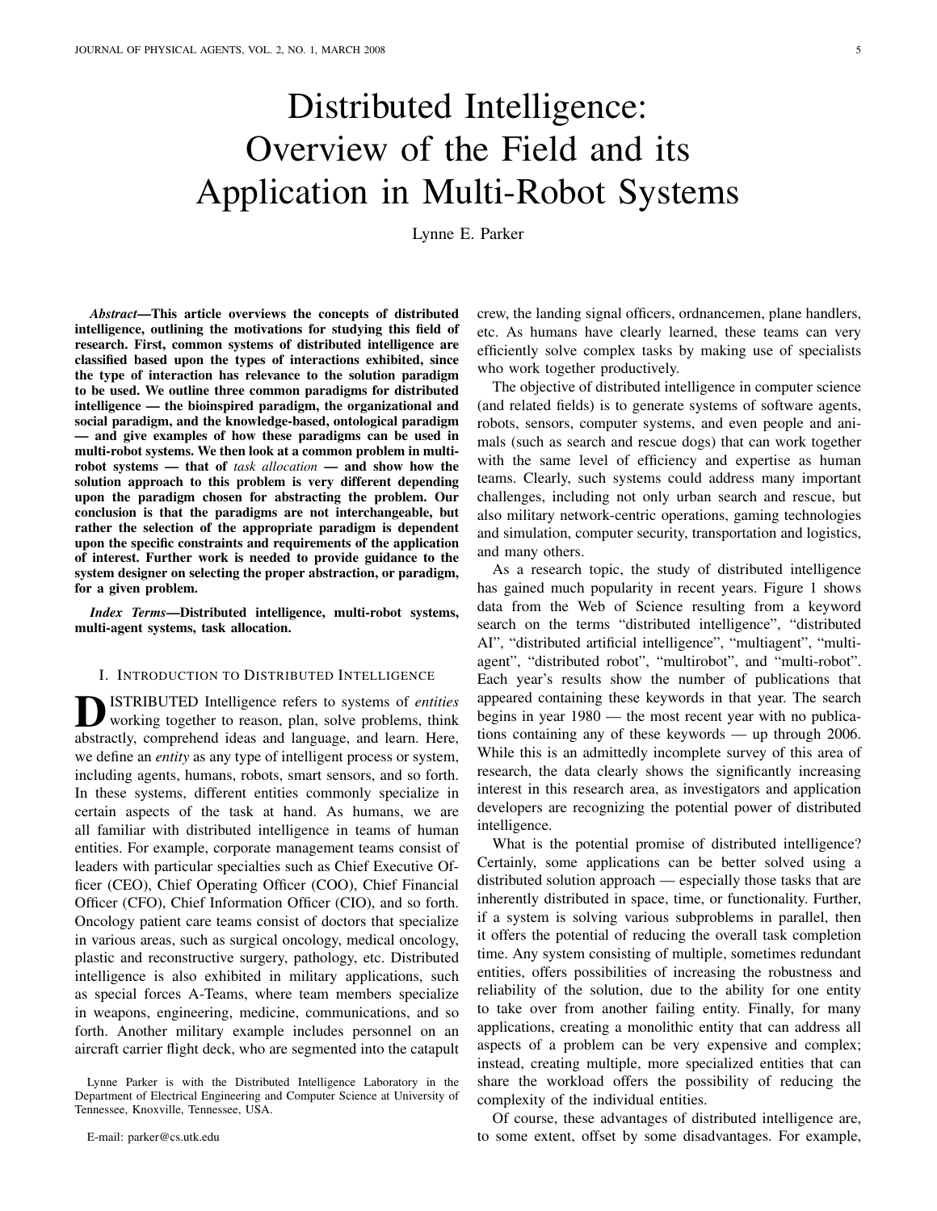# Distributed Intelligence: Overview of the Field and its Application in Multi-Robot Systems

Lynne E. Parker

***Abstract*—This article overviews the concepts of distributed intelligence, outlining the motivations for studying this field of research. First, common systems of distributed intelligence are classified based upon the types of interactions exhibited, since the type of interaction has relevance to the solution paradigm to be used. We outline three common paradigms for distributed intelligence — the bioinspired paradigm, the organizational and social paradigm, and the knowledge-based, ontological paradigm — and give examples of how these paradigms can be used in multi-robot systems. We then look at a common problem in multi-robot systems — that of *task allocation* — and show how the solution approach to this problem is very different depending upon the paradigm chosen for abstracting the problem. Our conclusion is that the paradigms are not interchangeable, but rather the selection of the appropriate paradigm is dependent upon the specific constraints and requirements of the application of interest. Further work is needed to provide guidance to the system designer on selecting the proper abstraction, or paradigm, for a given problem.**

***Index Terms*—Distributed intelligence, multi-robot systems, multi-agent systems, task allocation.**

## I. Introduction to Distributed Intelligence

DISTRIBUTED Intelligence refers to systems of *entities* working together to reason, plan, solve problems, think abstractly, comprehend ideas and language, and learn. Here, we define an *entity* as any type of intelligent process or system, including agents, humans, robots, smart sensors, and so forth. In these systems, different entities commonly specialize in certain aspects of the task at hand. As humans, we are all familiar with distributed intelligence in teams of human entities. For example, corporate management teams consist of leaders with particular specialties such as Chief Executive Officer (CEO), Chief Operating Officer (COO), Chief Financial Officer (CFO), Chief Information Officer (CIO), and so forth. Oncology patient care teams consist of doctors that specialize in various areas, such as surgical oncology, medical oncology, plastic and reconstructive surgery, pathology, etc. Distributed intelligence is also exhibited in military applications, such as special forces A-Teams, where team members specialize in weapons, engineering, medicine, communications, and so forth. Another military example includes personnel on an aircraft carrier flight deck, who are segmented into the catapult crew, the landing signal officers, ordnancemen, plane handlers, etc. As humans have clearly learned, these teams can very efficiently solve complex tasks by making use of specialists who work together productively.

Lynne Parker is with the Distributed Intelligence Laboratory in the Department of Electrical Engineering and Computer Science at University of Tennessee, Knoxville, Tennessee, USA.

E-mail: parker@cs.utk.edu

The objective of distributed intelligence in computer science (and related fields) is to generate systems of software agents, robots, sensors, computer systems, and even people and animals (such as search and rescue dogs) that can work together with the same level of efficiency and expertise as human teams. Clearly, such systems could address many important challenges, including not only urban search and rescue, but also military network-centric operations, gaming technologies and simulation, computer security, transportation and logistics, and many others.

As a research topic, the study of distributed intelligence has gained much popularity in recent years. Figure 1 shows data from the Web of Science resulting from a keyword search on the terms "distributed intelligence", "distributed AI", "distributed artificial intelligence", "multiagent", "multi-agent", "distributed robot", "multirobot", and "multi-robot". Each year's results show the number of publications that appeared containing these keywords in that year. The search begins in year 1980 — the most recent year with no publications containing any of these keywords — up through 2006. While this is an admittedly incomplete survey of this area of research, the data clearly shows the significantly increasing interest in this research area, as investigators and application developers are recognizing the potential power of distributed intelligence.

What is the potential promise of distributed intelligence? Certainly, some applications can be better solved using a distributed solution approach — especially those tasks that are inherently distributed in space, time, or functionality. Further, if a system is solving various subproblems in parallel, then it offers the potential of reducing the overall task completion time. Any system consisting of multiple, sometimes redundant entities, offers possibilities of increasing the robustness and reliability of the solution, due to the ability for one entity to take over from another failing entity. Finally, for many applications, creating a monolithic entity that can address all aspects of a problem can be very expensive and complex; instead, creating multiple, more specialized entities that can share the workload offers the possibility of reducing the complexity of the individual entities.

Of course, these advantages of distributed intelligence are, to some extent, offset by some disadvantages. For example,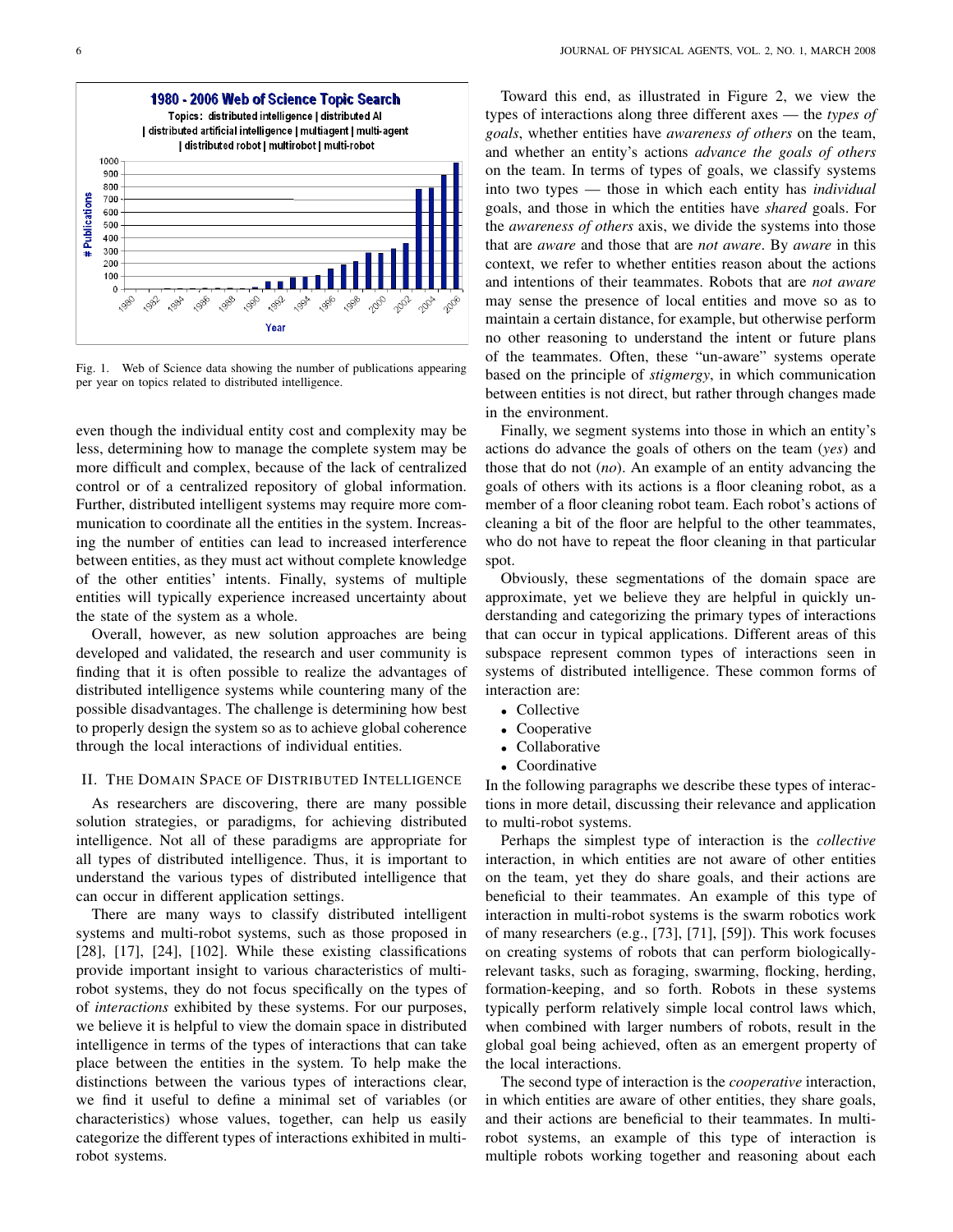Fig. 1. Web of Science data showing the number of publications appearing per year on topics related to distributed intelligence.

even though the individual entity cost and complexity may be less, determining how to manage the complete system may be more difficult and complex, because of the lack of centralized control or of a centralized repository of global information. Further, distributed intelligent systems may require more communication to coordinate all the entities in the system. Increasing the number of entities can lead to increased interference between entities, as they must act without complete knowledge of the other entities' intents. Finally, systems of multiple entities will typically experience increased uncertainty about the state of the system as a whole.

Overall, however, as new solution approaches are being developed and validated, the research and user community is finding that it is often possible to realize the advantages of distributed intelligence systems while countering many of the possible disadvantages. The challenge is determining how best to properly design the system so as to achieve global coherence through the local interactions of individual entities.

## II. The Domain Space of Distributed Intelligence

As researchers are discovering, there are many possible solution strategies, or paradigms, for achieving distributed intelligence. Not all of these paradigms are appropriate for all types of distributed intelligence. Thus, it is important to understand the various types of distributed intelligence that can occur in different application settings.

There are many ways to classify distributed intelligent systems and multi-robot systems, such as those proposed in [28], [17], [24], [102]. While these existing classifications provide important insight to various characteristics of multi-robot systems, they do not focus specifically on the types of of *interactions* exhibited by these systems. For our purposes, we believe it is helpful to view the domain space in distributed intelligence in terms of the types of interactions that can take place between the entities in the system. To help make the distinctions between the various types of interactions clear, we find it useful to define a minimal set of variables (or characteristics) whose values, together, can help us easily categorize the different types of interactions exhibited in multi-robot systems.

Toward this end, as illustrated in Figure 2, we view the types of interactions along three different axes — the *types of goals*, whether entities have *awareness of others* on the team, and whether an entity's actions *advance the goals of others* on the team. In terms of types of goals, we classify systems into two types — those in which each entity has *individual* goals, and those in which the entities have *shared* goals. For the *awareness of others* axis, we divide the systems into those that are *aware* and those that are *not aware*. By *aware* in this context, we refer to whether entities reason about the actions and intentions of their teammates. Robots that are *not aware* may sense the presence of local entities and move so as to maintain a certain distance, for example, but otherwise perform no other reasoning to understand the intent or future plans of the teammates. Often, these "un-aware" systems operate based on the principle of *stigmergy*, in which communication between entities is not direct, but rather through changes made in the environment.

Finally, we segment systems into those in which an entity's actions do advance the goals of others on the team (*yes*) and those that do not (*no*). An example of an entity advancing the goals of others with its actions is a floor cleaning robot, as a member of a floor cleaning robot team. Each robot's actions of cleaning a bit of the floor are helpful to the other teammates, who do not have to repeat the floor cleaning in that particular spot.

Obviously, these segmentations of the domain space are approximate, yet we believe they are helpful in quickly understanding and categorizing the primary types of interactions that can occur in typical applications. Different areas of this subspace represent common types of interactions seen in systems of distributed intelligence. These common forms of interaction are:

- Collective
- Cooperative
- Collaborative
- Coordinative

In the following paragraphs we describe these types of interactions in more detail, discussing their relevance and application to multi-robot systems.

Perhaps the simplest type of interaction is the *collective* interaction, in which entities are not aware of other entities on the team, yet they do share goals, and their actions are beneficial to their teammates. An example of this type of interaction in multi-robot systems is the swarm robotics work of many researchers (e.g., [73], [71], [59]). This work focuses on creating systems of robots that can perform biologically-relevant tasks, such as foraging, swarming, flocking, herding, formation-keeping, and so forth. Robots in these systems typically perform relatively simple local control laws which, when combined with larger numbers of robots, result in the global goal being achieved, often as an emergent property of the local interactions.

The second type of interaction is the *cooperative* interaction, in which entities are aware of other entities, they share goals, and their actions are beneficial to their teammates. In multi-robot systems, an example of this type of interaction is multiple robots working together and reasoning about each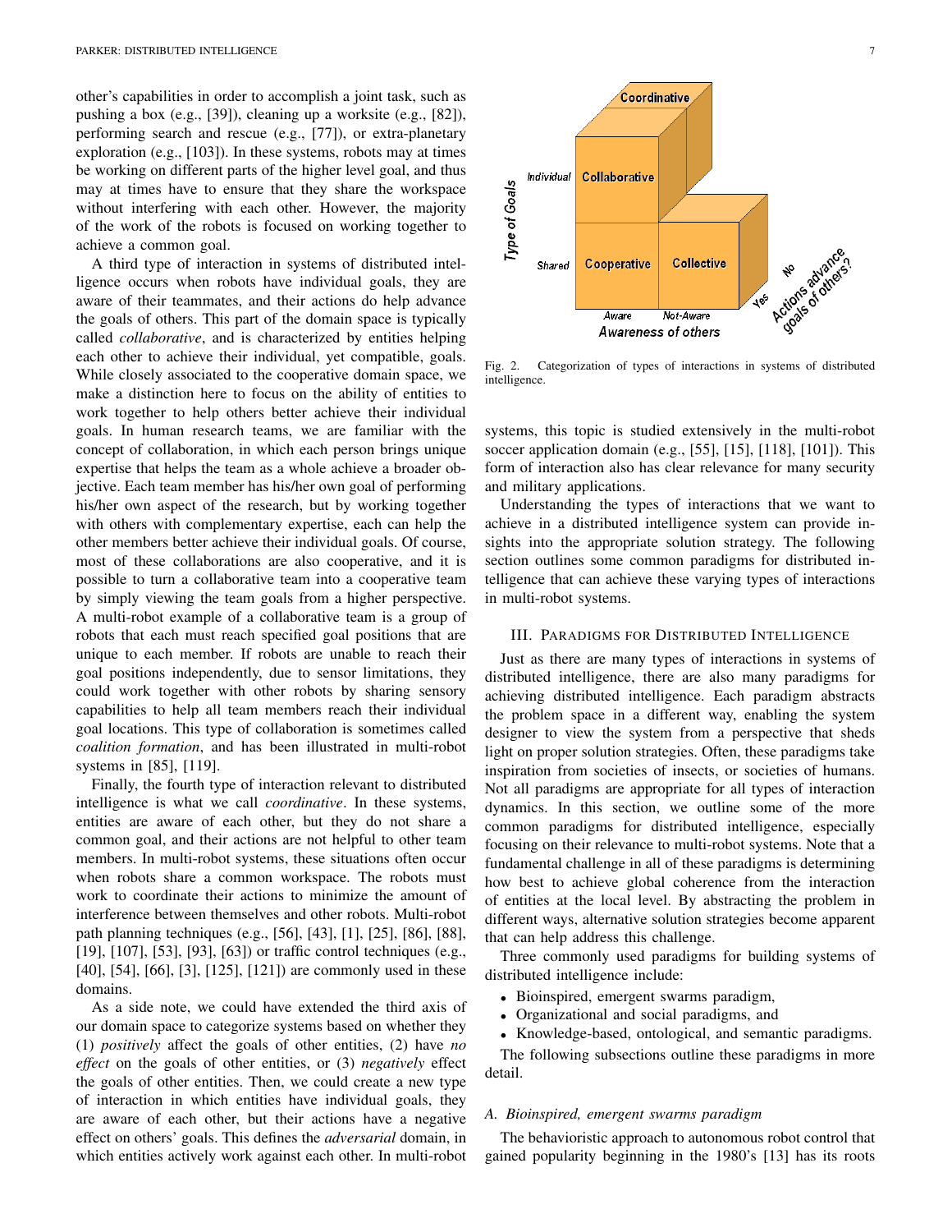other's capabilities in order to accomplish a joint task, such as pushing a box (e.g., [39]), cleaning up a worksite (e.g., [82]), performing search and rescue (e.g., [77]), or extra-planetary exploration (e.g., [103]). In these systems, robots may at times be working on different parts of the higher level goal, and thus may at times have to ensure that they share the workspace without interfering with each other. However, the majority of the work of the robots is focused on working together to achieve a common goal.

A third type of interaction in systems of distributed intelligence occurs when robots have individual goals, they are aware of their teammates, and their actions do help advance the goals of others. This part of the domain space is typically called *collaborative*, and is characterized by entities helping each other to achieve their individual, yet compatible, goals. While closely associated to the cooperative domain space, we make a distinction here to focus on the ability of entities to work together to help others better achieve their individual goals. In human research teams, we are familiar with the concept of collaboration, in which each person brings unique expertise that helps the team as a whole achieve a broader objective. Each team member has his/her own goal of performing his/her own aspect of the research, but by working together with others with complementary expertise, each can help the other members better achieve their individual goals. Of course, most of these collaborations are also cooperative, and it is possible to turn a collaborative team into a cooperative team by simply viewing the team goals from a higher perspective. A multi-robot example of a collaborative team is a group of robots that each must reach specified goal positions that are unique to each member. If robots are unable to reach their goal positions independently, due to sensor limitations, they could work together with other robots by sharing sensory capabilities to help all team members reach their individual goal locations. This type of collaboration is sometimes called *coalition formation*, and has been illustrated in multi-robot systems in [85], [119].

Finally, the fourth type of interaction relevant to distributed intelligence is what we call *coordinative*. In these systems, entities are aware of each other, but they do not share a common goal, and their actions are not helpful to other team members. In multi-robot systems, these situations often occur when robots share a common workspace. The robots must work to coordinate their actions to minimize the amount of interference between themselves and other robots. Multi-robot path planning techniques (e.g., [56], [43], [1], [25], [86], [88], [19], [107], [53], [93], [63]) or traffic control techniques (e.g., [40], [54], [66], [3], [125], [121]) are commonly used in these domains.

As a side note, we could have extended the third axis of our domain space to categorize systems based on whether they (1) *positively* affect the goals of other entities, (2) have *no effect* on the goals of other entities, or (3) *negatively* effect the goals of other entities. Then, we could create a new type of interaction in which entities have individual goals, they are aware of each other, but their actions have a negative effect on others' goals. This defines the *adversarial* domain, in which entities actively work against each other. In multi-robot systems, this topic is studied extensively in the multi-robot soccer application domain (e.g., [55], [15], [118], [101]). This form of interaction also has clear relevance for many security and military applications.

Fig. 2. Categorization of types of interactions in systems of distributed intelligence.

Understanding the types of interactions that we want to achieve in a distributed intelligence system can provide insights into the appropriate solution strategy. The following section outlines some common paradigms for distributed intelligence that can achieve these varying types of interactions in multi-robot systems.

## III. Paradigms for Distributed Intelligence

Just as there are many types of interactions in systems of distributed intelligence, there are also many paradigms for achieving distributed intelligence. Each paradigm abstracts the problem space in a different way, enabling the system designer to view the system from a perspective that sheds light on proper solution strategies. Often, these paradigms take inspiration from societies of insects, or societies of humans. Not all paradigms are appropriate for all types of interaction dynamics. In this section, we outline some of the more common paradigms for distributed intelligence, especially focusing on their relevance to multi-robot systems. Note that a fundamental challenge in all of these paradigms is determining how best to achieve global coherence from the interaction of entities at the local level. By abstracting the problem in different ways, alternative solution strategies become apparent that can help address this challenge.

Three commonly used paradigms for building systems of distributed intelligence include:

- Bioinspired, emergent swarms paradigm,
- Organizational and social paradigms, and
- Knowledge-based, ontological, and semantic paradigms.

The following subsections outline these paradigms in more detail.

### A. Bioinspired, emergent swarms paradigm

The behavioristic approach to autonomous robot control that gained popularity beginning in the 1980's [13] has its roots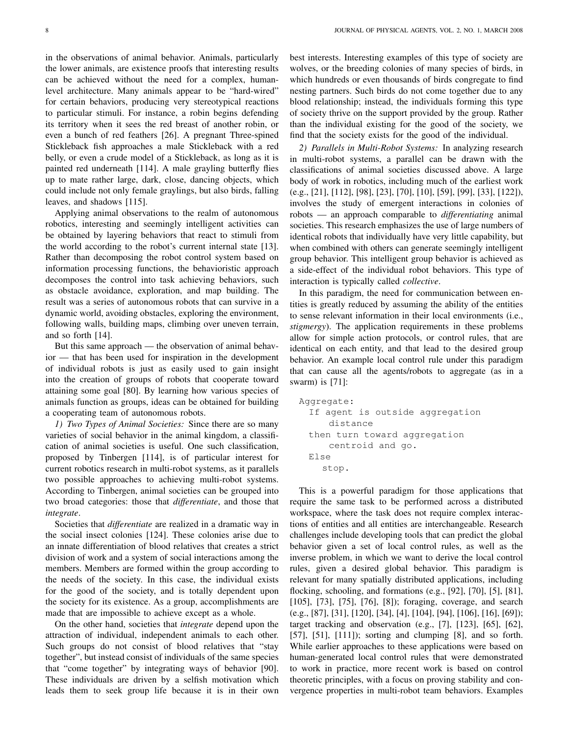in the observations of animal behavior. Animals, particularly the lower animals, are existence proofs that interesting results can be achieved without the need for a complex, human-level architecture. Many animals appear to be "hard-wired" for certain behaviors, producing very stereotypical reactions to particular stimuli. For instance, a robin begins defending its territory when it sees the red breast of another robin, or even a bunch of red feathers [26]. A pregnant Three-spined Stickleback fish approaches a male Stickleback with a red belly, or even a crude model of a Stickleback, as long as it is painted red underneath [114]. A male grayling butterfly flies up to mate rather large, dark, close, dancing objects, which could include not only female graylings, but also birds, falling leaves, and shadows [115].

Applying animal observations to the realm of autonomous robotics, interesting and seemingly intelligent activities can be obtained by layering behaviors that react to stimuli from the world according to the robot's current internal state [13]. Rather than decomposing the robot control system based on information processing functions, the behavioristic approach decomposes the control into task achieving behaviors, such as obstacle avoidance, exploration, and map building. The result was a series of autonomous robots that can survive in a dynamic world, avoiding obstacles, exploring the environment, following walls, building maps, climbing over uneven terrain, and so forth [14].

But this same approach — the observation of animal behavior — that has been used for inspiration in the development of individual robots is just as easily used to gain insight into the creation of groups of robots that cooperate toward attaining some goal [80]. By learning how various species of animals function as groups, ideas can be obtained for building a cooperating team of autonomous robots.

*1) Two Types of Animal Societies:* Since there are so many varieties of social behavior in the animal kingdom, a classification of animal societies is useful. One such classification, proposed by Tinbergen [114], is of particular interest for current robotics research in multi-robot systems, as it parallels two possible approaches to achieving multi-robot systems. According to Tinbergen, animal societies can be grouped into two broad categories: those that *differentiate*, and those that *integrate*.

Societies that *differentiate* are realized in a dramatic way in the social insect colonies [124]. These colonies arise due to an innate differentiation of blood relatives that creates a strict division of work and a system of social interactions among the members. Members are formed within the group according to the needs of the society. In this case, the individual exists for the good of the society, and is totally dependent upon the society for its existence. As a group, accomplishments are made that are impossible to achieve except as a whole.

On the other hand, societies that *integrate* depend upon the attraction of individual, independent animals to each other. Such groups do not consist of blood relatives that "stay together", but instead consist of individuals of the same species that "come together" by integrating ways of behavior [90]. These individuals are driven by a selfish motivation which leads them to seek group life because it is in their own best interests. Interesting examples of this type of society are wolves, or the breeding colonies of many species of birds, in which hundreds or even thousands of birds congregate to find nesting partners. Such birds do not come together due to any blood relationship; instead, the individuals forming this type of society thrive on the support provided by the group. Rather than the individual existing for the good of the society, we find that the society exists for the good of the individual.

*2) Parallels in Multi-Robot Systems:* In analyzing research in multi-robot systems, a parallel can be drawn with the classifications of animal societies discussed above. A large body of work in robotics, including much of the earliest work (e.g., [21], [112], [98], [23], [70], [10], [59], [99], [33], [122]), involves the study of emergent interactions in colonies of robots — an approach comparable to *differentiating* animal societies. This research emphasizes the use of large numbers of identical robots that individually have very little capability, but when combined with others can generate seemingly intelligent group behavior. This intelligent group behavior is achieved as a side-effect of the individual robot behaviors. This type of interaction is typically called *collective*.

In this paradigm, the need for communication between entities is greatly reduced by assuming the ability of the entities to sense relevant information in their local environments (i.e., *stigmergy*). The application requirements in these problems allow for simple action protocols, or control rules, that are identical on each entity, and that lead to the desired group behavior. An example local control rule under this paradigm that can cause all the agents/robots to aggregate (as in a swarm) is [71]:

```
Aggregate:
  If agent is outside aggregation
      distance
  then turn toward aggregation
      centroid and go.
  Else
     stop.
```

This is a powerful paradigm for those applications that require the same task to be performed across a distributed workspace, where the task does not require complex interactions of entities and all entities are interchangeable. Research challenges include developing tools that can predict the global behavior given a set of local control rules, as well as the inverse problem, in which we want to derive the local control rules, given a desired global behavior. This paradigm is relevant for many spatially distributed applications, including flocking, schooling, and formations (e.g., [92], [70], [5], [81], [105], [73], [75], [76], [8]); foraging, coverage, and search (e.g., [87], [31], [120], [34], [4], [104], [94], [106], [16], [69]); target tracking and observation (e.g., [7], [123], [65], [62], [57], [51], [111]); sorting and clumping [8], and so forth. While earlier approaches to these applications were based on human-generated local control rules that were demonstrated to work in practice, more recent work is based on control theoretic principles, with a focus on proving stability and convergence properties in multi-robot team behaviors. Examples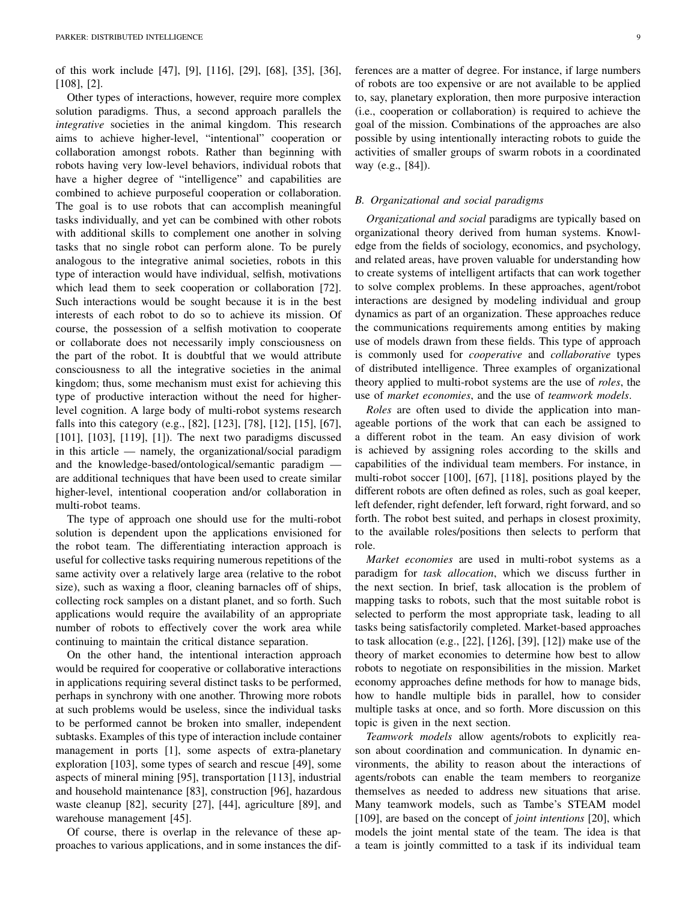of this work include [47], [9], [116], [29], [68], [35], [36], [108], [2].

Other types of interactions, however, require more complex solution paradigms. Thus, a second approach parallels the *integrative* societies in the animal kingdom. This research aims to achieve higher-level, "intentional" cooperation or collaboration amongst robots. Rather than beginning with robots having very low-level behaviors, individual robots that have a higher degree of "intelligence" and capabilities are combined to achieve purposeful cooperation or collaboration. The goal is to use robots that can accomplish meaningful tasks individually, and yet can be combined with other robots with additional skills to complement one another in solving tasks that no single robot can perform alone. To be purely analogous to the integrative animal societies, robots in this type of interaction would have individual, selfish, motivations which lead them to seek cooperation or collaboration [72]. Such interactions would be sought because it is in the best interests of each robot to do so to achieve its mission. Of course, the possession of a selfish motivation to cooperate or collaborate does not necessarily imply consciousness on the part of the robot. It is doubtful that we would attribute consciousness to all the integrative societies in the animal kingdom; thus, some mechanism must exist for achieving this type of productive interaction without the need for higher-level cognition. A large body of multi-robot systems research falls into this category (e.g., [82], [123], [78], [12], [15], [67], [101], [103], [119], [1]). The next two paradigms discussed in this article — namely, the organizational/social paradigm and the knowledge-based/ontological/semantic paradigm — are additional techniques that have been used to create similar higher-level, intentional cooperation and/or collaboration in multi-robot teams.

The type of approach one should use for the multi-robot solution is dependent upon the applications envisioned for the robot team. The differentiating interaction approach is useful for collective tasks requiring numerous repetitions of the same activity over a relatively large area (relative to the robot size), such as waxing a floor, cleaning barnacles off of ships, collecting rock samples on a distant planet, and so forth. Such applications would require the availability of an appropriate number of robots to effectively cover the work area while continuing to maintain the critical distance separation.

On the other hand, the intentional interaction approach would be required for cooperative or collaborative interactions in applications requiring several distinct tasks to be performed, perhaps in synchrony with one another. Throwing more robots at such problems would be useless, since the individual tasks to be performed cannot be broken into smaller, independent subtasks. Examples of this type of interaction include container management in ports [1], some aspects of extra-planetary exploration [103], some types of search and rescue [49], some aspects of mineral mining [95], transportation [113], industrial and household maintenance [83], construction [96], hazardous waste cleanup [82], security [27], [44], agriculture [89], and warehouse management [45].

Of course, there is overlap in the relevance of these approaches to various applications, and in some instances the differences are a matter of degree. For instance, if large numbers of robots are too expensive or are not available to be applied to, say, planetary exploration, then more purposive interaction (i.e., cooperation or collaboration) is required to achieve the goal of the mission. Combinations of the approaches are also possible by using intentionally interacting robots to guide the activities of smaller groups of swarm robots in a coordinated way (e.g., [84]).

### B. Organizational and social paradigms

*Organizational and social* paradigms are typically based on organizational theory derived from human systems. Knowledge from the fields of sociology, economics, and psychology, and related areas, have proven valuable for understanding how to create systems of intelligent artifacts that can work together to solve complex problems. In these approaches, agent/robot interactions are designed by modeling individual and group dynamics as part of an organization. These approaches reduce the communications requirements among entities by making use of models drawn from these fields. This type of approach is commonly used for *cooperative* and *collaborative* types of distributed intelligence. Three examples of organizational theory applied to multi-robot systems are the use of *roles*, the use of *market economies*, and the use of *teamwork models*.

*Roles* are often used to divide the application into manageable portions of the work that can each be assigned to a different robot in the team. An easy division of work is achieved by assigning roles according to the skills and capabilities of the individual team members. For instance, in multi-robot soccer [100], [67], [118], positions played by the different robots are often defined as roles, such as goal keeper, left defender, right defender, left forward, right forward, and so forth. The robot best suited, and perhaps in closest proximity, to the available roles/positions then selects to perform that role.

*Market economies* are used in multi-robot systems as a paradigm for *task allocation*, which we discuss further in the next section. In brief, task allocation is the problem of mapping tasks to robots, such that the most suitable robot is selected to perform the most appropriate task, leading to all tasks being satisfactorily completed. Market-based approaches to task allocation (e.g., [22], [126], [39], [12]) make use of the theory of market economies to determine how best to allow robots to negotiate on responsibilities in the mission. Market economy approaches define methods for how to manage bids, how to handle multiple bids in parallel, how to consider multiple tasks at once, and so forth. More discussion on this topic is given in the next section.

*Teamwork models* allow agents/robots to explicitly reason about coordination and communication. In dynamic environments, the ability to reason about the interactions of agents/robots can enable the team members to reorganize themselves as needed to address new situations that arise. Many teamwork models, such as Tambe's STEAM model [109], are based on the concept of *joint intentions* [20], which models the joint mental state of the team. The idea is that a team is jointly committed to a task if its individual team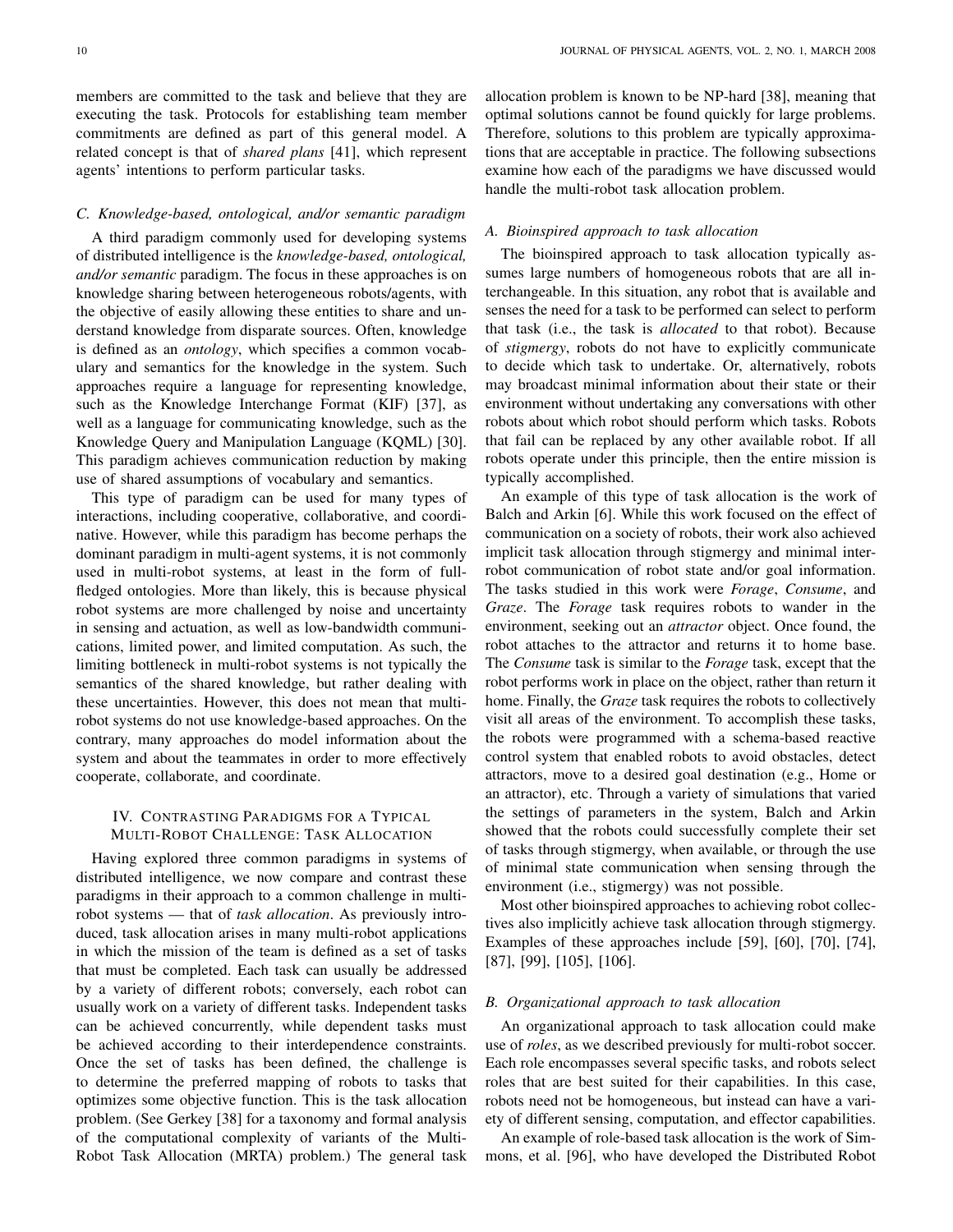members are committed to the task and believe that they are executing the task. Protocols for establishing team member commitments are defined as part of this general model. A related concept is that of *shared plans* [41], which represent agents' intentions to perform particular tasks.

### C. Knowledge-based, ontological, and/or semantic paradigm

A third paradigm commonly used for developing systems of distributed intelligence is the *knowledge-based, ontological, and/or semantic* paradigm. The focus in these approaches is on knowledge sharing between heterogeneous robots/agents, with the objective of easily allowing these entities to share and understand knowledge from disparate sources. Often, knowledge is defined as an *ontology*, which specifies a common vocabulary and semantics for the knowledge in the system. Such approaches require a language for representing knowledge, such as the Knowledge Interchange Format (KIF) [37], as well as a language for communicating knowledge, such as the Knowledge Query and Manipulation Language (KQML) [30]. This paradigm achieves communication reduction by making use of shared assumptions of vocabulary and semantics.

This type of paradigm can be used for many types of interactions, including cooperative, collaborative, and coordinative. However, while this paradigm has become perhaps the dominant paradigm in multi-agent systems, it is not commonly used in multi-robot systems, at least in the form of full-fledged ontologies. More than likely, this is because physical robot systems are more challenged by noise and uncertainty in sensing and actuation, as well as low-bandwidth communications, limited power, and limited computation. As such, the limiting bottleneck in multi-robot systems is not typically the semantics of the shared knowledge, but rather dealing with these uncertainties. However, this does not mean that multi-robot systems do not use knowledge-based approaches. On the contrary, many approaches do model information about the system and about the teammates in order to more effectively cooperate, collaborate, and coordinate.

## IV. Contrasting Paradigms for a Typical Multi-Robot Challenge: Task Allocation

Having explored three common paradigms in systems of distributed intelligence, we now compare and contrast these paradigms in their approach to a common challenge in multi-robot systems — that of *task allocation*. As previously introduced, task allocation arises in many multi-robot applications in which the mission of the team is defined as a set of tasks that must be completed. Each task can usually be addressed by a variety of different robots; conversely, each robot can usually work on a variety of different tasks. Independent tasks can be achieved concurrently, while dependent tasks must be achieved according to their interdependence constraints. Once the set of tasks has been defined, the challenge is to determine the preferred mapping of robots to tasks that optimizes some objective function. This is the task allocation problem. (See Gerkey [38] for a taxonomy and formal analysis of the computational complexity of variants of the Multi-Robot Task Allocation (MRTA) problem.) The general task allocation problem is known to be NP-hard [38], meaning that optimal solutions cannot be found quickly for large problems. Therefore, solutions to this problem are typically approximations that are acceptable in practice. The following subsections examine how each of the paradigms we have discussed would handle the multi-robot task allocation problem.

### A. Bioinspired approach to task allocation

The bioinspired approach to task allocation typically assumes large numbers of homogeneous robots that are all interchangeable. In this situation, any robot that is available and senses the need for a task to be performed can select to perform that task (i.e., the task is *allocated* to that robot). Because of *stigmergy*, robots do not have to explicitly communicate to decide which task to undertake. Or, alternatively, robots may broadcast minimal information about their state or their environment without undertaking any conversations with other robots about which robot should perform which tasks. Robots that fail can be replaced by any other available robot. If all robots operate under this principle, then the entire mission is typically accomplished.

An example of this type of task allocation is the work of Balch and Arkin [6]. While this work focused on the effect of communication on a society of robots, their work also achieved implicit task allocation through stigmergy and minimal inter-robot communication of robot state and/or goal information. The tasks studied in this work were *Forage*, *Consume*, and *Graze*. The *Forage* task requires robots to wander in the environment, seeking out an *attractor* object. Once found, the robot attaches to the attractor and returns it to home base. The *Consume* task is similar to the *Forage* task, except that the robot performs work in place on the object, rather than return it home. Finally, the *Graze* task requires the robots to collectively visit all areas of the environment. To accomplish these tasks, the robots were programmed with a schema-based reactive control system that enabled robots to avoid obstacles, detect attractors, move to a desired goal destination (e.g., Home or an attractor), etc. Through a variety of simulations that varied the settings of parameters in the system, Balch and Arkin showed that the robots could successfully complete their set of tasks through stigmergy, when available, or through the use of minimal state communication when sensing through the environment (i.e., stigmergy) was not possible.

Most other bioinspired approaches to achieving robot collectives also implicitly achieve task allocation through stigmergy. Examples of these approaches include [59], [60], [70], [74], [87], [99], [105], [106].

### B. Organizational approach to task allocation

An organizational approach to task allocation could make use of *roles*, as we described previously for multi-robot soccer. Each role encompasses several specific tasks, and robots select roles that are best suited for their capabilities. In this case, robots need not be homogeneous, but instead can have a variety of different sensing, computation, and effector capabilities.

An example of role-based task allocation is the work of Simmons, et al. [96], who have developed the Distributed Robot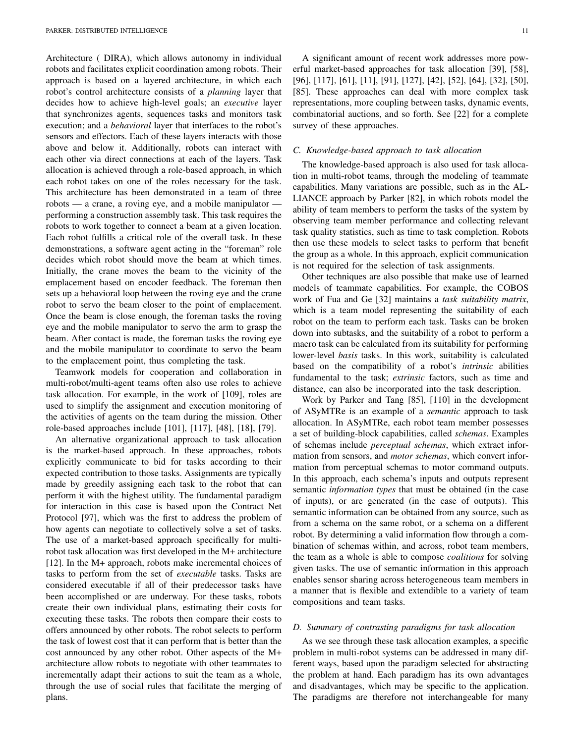Architecture ( DIRA), which allows autonomy in individual robots and facilitates explicit coordination among robots. Their approach is based on a layered architecture, in which each robot's control architecture consists of a *planning* layer that decides how to achieve high-level goals; an *executive* layer that synchronizes agents, sequences tasks and monitors task execution; and a *behavioral* layer that interfaces to the robot's sensors and effectors. Each of these layers interacts with those above and below it. Additionally, robots can interact with each other via direct connections at each of the layers. Task allocation is achieved through a role-based approach, in which each robot takes on one of the roles necessary for the task. This architecture has been demonstrated in a team of three robots — a crane, a roving eye, and a mobile manipulator — performing a construction assembly task. This task requires the robots to work together to connect a beam at a given location. Each robot fulfills a critical role of the overall task. In these demonstrations, a software agent acting in the "foreman" role decides which robot should move the beam at which times. Initially, the crane moves the beam to the vicinity of the emplacement based on encoder feedback. The foreman then sets up a behavioral loop between the roving eye and the crane robot to servo the beam closer to the point of emplacement. Once the beam is close enough, the foreman tasks the roving eye and the mobile manipulator to servo the arm to grasp the beam. After contact is made, the foreman tasks the roving eye and the mobile manipulator to coordinate to servo the beam to the emplacement point, thus completing the task.

Teamwork models for cooperation and collaboration in multi-robot/multi-agent teams often also use roles to achieve task allocation. For example, in the work of [109], roles are used to simplify the assignment and execution monitoring of the activities of agents on the team during the mission. Other role-based approaches include [101], [117], [48], [18], [79].

An alternative organizational approach to task allocation is the market-based approach. In these approaches, robots explicitly communicate to bid for tasks according to their expected contribution to those tasks. Assignments are typically made by greedily assigning each task to the robot that can perform it with the highest utility. The fundamental paradigm for interaction in this case is based upon the Contract Net Protocol [97], which was the first to address the problem of how agents can negotiate to collectively solve a set of tasks. The use of a market-based approach specifically for multi-robot task allocation was first developed in the M+ architecture [12]. In the M+ approach, robots make incremental choices of tasks to perform from the set of *executable* tasks. Tasks are considered executable if all of their predecessor tasks have been accomplished or are underway. For these tasks, robots create their own individual plans, estimating their costs for executing these tasks. The robots then compare their costs to offers announced by other robots. The robot selects to perform the task of lowest cost that it can perform that is better than the cost announced by any other robot. Other aspects of the M+ architecture allow robots to negotiate with other teammates to incrementally adapt their actions to suit the team as a whole, through the use of social rules that facilitate the merging of plans.

A significant amount of recent work addresses more powerful market-based approaches for task allocation [39], [58], [96], [117], [61], [11], [91], [127], [42], [52], [64], [32], [50], [85]. These approaches can deal with more complex task representations, more coupling between tasks, dynamic events, combinatorial auctions, and so forth. See [22] for a complete survey of these approaches.

### C. Knowledge-based approach to task allocation

The knowledge-based approach is also used for task allocation in multi-robot teams, through the modeling of teammate capabilities. Many variations are possible, such as in the ALLIANCE approach by Parker [82], in which robots model the ability of team members to perform the tasks of the system by observing team member performance and collecting relevant task quality statistics, such as time to task completion. Robots then use these models to select tasks to perform that benefit the group as a whole. In this approach, explicit communication is not required for the selection of task assignments.

Other techniques are also possible that make use of learned models of teammate capabilities. For example, the COBOS work of Fua and Ge [32] maintains a *task suitability matrix*, which is a team model representing the suitability of each robot on the team to perform each task. Tasks can be broken down into subtasks, and the suitability of a robot to perform a macro task can be calculated from its suitability for performing lower-level *basis* tasks. In this work, suitability is calculated based on the compatibility of a robot's *intrinsic* abilities fundamental to the task; *extrinsic* factors, such as time and distance, can also be incorporated into the task description.

Work by Parker and Tang [85], [110] in the development of ASyMTRe is an example of a *semantic* approach to task allocation. In ASyMTRe, each robot team member possesses a set of building-block capabilities, called *schemas*. Examples of schemas include *perceptual schemas*, which extract information from sensors, and *motor schemas*, which convert information from perceptual schemas to motor command outputs. In this approach, each schema's inputs and outputs represent semantic *information types* that must be obtained (in the case of inputs), or are generated (in the case of outputs). This semantic information can be obtained from any source, such as from a schema on the same robot, or a schema on a different robot. By determining a valid information flow through a combination of schemas within, and across, robot team members, the team as a whole is able to compose *coalitions* for solving given tasks. The use of semantic information in this approach enables sensor sharing across heterogeneous team members in a manner that is flexible and extendible to a variety of team compositions and team tasks.

### D. Summary of contrasting paradigms for task allocation

As we see through these task allocation examples, a specific problem in multi-robot systems can be addressed in many different ways, based upon the paradigm selected for abstracting the problem at hand. Each paradigm has its own advantages and disadvantages, which may be specific to the application. The paradigms are therefore not interchangeable for many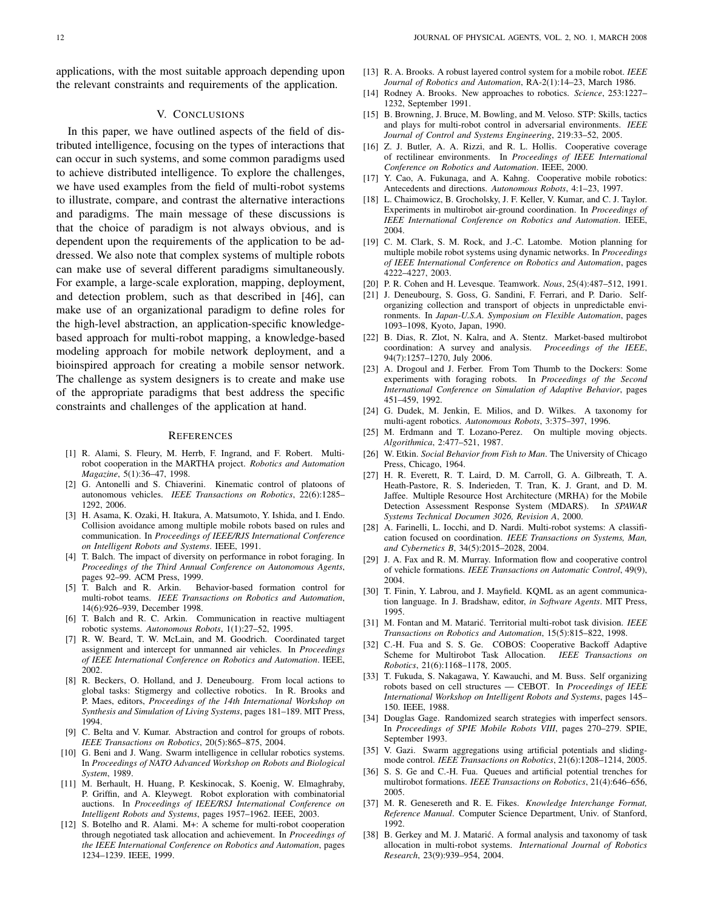applications, with the most suitable approach depending upon the relevant constraints and requirements of the application.

## V. Conclusions

In this paper, we have outlined aspects of the field of distributed intelligence, focusing on the types of interactions that can occur in such systems, and some common paradigms used to achieve distributed intelligence. To explore the challenges, we have used examples from the field of multi-robot systems to illustrate, compare, and contrast the alternative interactions and paradigms. The main message of these discussions is that the choice of paradigm is not always obvious, and is dependent upon the requirements of the application to be addressed. We also note that complex systems of multiple robots can make use of several different paradigms simultaneously. For example, a large-scale exploration, mapping, deployment, and detection problem, such as that described in [46], can make use of an organizational paradigm to define roles for the high-level abstraction, an application-specific knowledge-based approach for multi-robot mapping, a knowledge-based modeling approach for mobile network deployment, and a bioinspired approach for creating a mobile sensor network. The challenge as system designers is to create and make use of the appropriate paradigms that best address the specific constraints and challenges of the application at hand.

## References

[1] R. Alami, S. Fleury, M. Herrb, F. Ingrand, and F. Robert. Multi-robot cooperation in the MARTHA project. *Robotics and Automation Magazine*, 5(1):36–47, 1998.

[2] G. Antonelli and S. Chiaverini. Kinematic control of platoons of autonomous vehicles. *IEEE Transactions on Robotics*, 22(6):1285–1292, 2006.

[3] H. Asama, K. Ozaki, H. Itakura, A. Matsumoto, Y. Ishida, and I. Endo. Collision avoidance among multiple mobile robots based on rules and communication. In *Proceedings of IEEE/RJS International Conference on Intelligent Robots and Systems*. IEEE, 1991.

[4] T. Balch. The impact of diversity on performance in robot foraging. In *Proceedings of the Third Annual Conference on Autonomous Agents*, pages 92–99. ACM Press, 1999.

[5] T. Balch and R. Arkin. Behavior-based formation control for multi-robot teams. *IEEE Transactions on Robotics and Automation*, 14(6):926–939, December 1998.

[6] T. Balch and R. C. Arkin. Communication in reactive multiagent robotic systems. *Autonomous Robots*, 1(1):27–52, 1995.

[7] R. W. Beard, T. W. McLain, and M. Goodrich. Coordinated target assignment and intercept for unmanned air vehicles. In *Proceedings of IEEE International Conference on Robotics and Automation*. IEEE, 2002.

[8] R. Beckers, O. Holland, and J. Deneubourg. From local actions to global tasks: Stigmergy and collective robotics. In R. Brooks and P. Maes, editors, *Proceedings of the 14th International Workshop on Synthesis and Simulation of Living Systems*, pages 181–189. MIT Press, 1994.

[9] C. Belta and V. Kumar. Abstraction and control for groups of robots. *IEEE Transactions on Robotics*, 20(5):865–875, 2004.

[10] G. Beni and J. Wang. Swarm intelligence in cellular robotics systems. In *Proceedings of NATO Advanced Workshop on Robots and Biological System*, 1989.

[11] M. Berhault, H. Huang, P. Keskinocak, S. Koenig, W. Elmaghraby, P. Griffin, and A. Kleywegt. Robot exploration with combinatorial auctions. In *Proceedings of IEEE/RSJ International Conference on Intelligent Robots and Systems*, pages 1957–1962. IEEE, 2003.

[12] S. Botelho and R. Alami. M+: A scheme for multi-robot cooperation through negotiated task allocation and achievement. In *Proceedings of the IEEE International Conference on Robotics and Automation*, pages 1234–1239. IEEE, 1999.

[13] R. A. Brooks. A robust layered control system for a mobile robot. *IEEE Journal of Robotics and Automation*, RA-2(1):14–23, March 1986.

[14] Rodney A. Brooks. New approaches to robotics. *Science*, 253:1227–1232, September 1991.

[15] B. Browning, J. Bruce, M. Bowling, and M. Veloso. STP: Skills, tactics and plays for multi-robot control in adversarial environments. *IEEE Journal of Control and Systems Engineering*, 219:33–52, 2005.

[16] Z. J. Butler, A. A. Rizzi, and R. L. Hollis. Cooperative coverage of rectilinear environments. In *Proceedings of IEEE International Conference on Robotics and Automation*. IEEE, 2000.

[17] Y. Cao, A. Fukunaga, and A. Kahng. Cooperative mobile robotics: Antecedents and directions. *Autonomous Robots*, 4:1–23, 1997.

[18] L. Chaimowicz, B. Grocholsky, J. F. Keller, V. Kumar, and C. J. Taylor. Experiments in multirobot air-ground coordination. In *Proceedings of IEEE International Conference on Robotics and Automation*. IEEE, 2004.

[19] C. M. Clark, S. M. Rock, and J.-C. Latombe. Motion planning for multiple mobile robot systems using dynamic networks. In *Proceedings of IEEE International Conference on Robotics and Automation*, pages 4222–4227, 2003.

[20] P. R. Cohen and H. Levesque. Teamwork. *Nous*, 25(4):487–512, 1991.

[21] J. Deneubourg, S. Goss, G. Sandini, F. Ferrari, and P. Dario. Self-organizing collection and transport of objects in unpredictable environments. In *Japan-U.S.A. Symposium on Flexible Automation*, pages 1093–1098, Kyoto, Japan, 1990.

[22] B. Dias, R. Zlot, N. Kalra, and A. Stentz. Market-based multirobot coordination: A survey and analysis. *Proceedings of the IEEE*, 94(7):1257–1270, July 2006.

[23] A. Drogoul and J. Ferber. From Tom Thumb to the Dockers: Some experiments with foraging robots. In *Proceedings of the Second International Conference on Simulation of Adaptive Behavior*, pages 451–459, 1992.

[24] G. Dudek, M. Jenkin, E. Milios, and D. Wilkes. A taxonomy for multi-agent robotics. *Autonomous Robots*, 3:375–397, 1996.

[25] M. Erdmann and T. Lozano-Perez. On multiple moving objects. *Algorithmica*, 2:477–521, 1987.

[26] W. Etkin. *Social Behavior from Fish to Man*. The University of Chicago Press, Chicago, 1964.

[27] H. R. Everett, R. T. Laird, D. M. Carroll, G. A. Gilbreath, T. A. Heath-Pastore, R. S. Inderieden, T. Tran, K. J. Grant, and D. M. Jaffee. Multiple Resource Host Architecture (MRHA) for the Mobile Detection Assessment Response System (MDARS). In *SPAWAR Systems Technical Documen 3026, Revision A*, 2000.

[28] A. Farinelli, L. Iocchi, and D. Nardi. Multi-robot systems: A classification focused on coordination. *IEEE Transactions on Systems, Man, and Cybernetics B*, 34(5):2015–2028, 2004.

[29] J. A. Fax and R. M. Murray. Information flow and cooperative control of vehicle formations. *IEEE Transactions on Automatic Control*, 49(9), 2004.

[30] T. Finin, Y. Labrou, and J. Mayfield. KQML as an agent communication language. In J. Bradshaw, editor, *in Software Agents*. MIT Press, 1995.

[31] M. Fontan and M. Matarić. Territorial multi-robot task division. *IEEE Transactions on Robotics and Automation*, 15(5):815–822, 1998.

[32] C.-H. Fua and S. S. Ge. COBOS: Cooperative Backoff Adaptive Scheme for Multirobot Task Allocation. *IEEE Transactions on Robotics*, 21(6):1168–1178, 2005.

[33] T. Fukuda, S. Nakagawa, Y. Kawauchi, and M. Buss. Self organizing robots based on cell structures — CEBOT. In *Proceedings of IEEE International Workshop on Intelligent Robots and Systems*, pages 145–150. IEEE, 1988.

[34] Douglas Gage. Randomized search strategies with imperfect sensors. In *Proceedings of SPIE Mobile Robots VIII*, pages 270–279. SPIE, September 1993.

[35] V. Gazi. Swarm aggregations using artificial potentials and sliding-mode control. *IEEE Transactions on Robotics*, 21(6):1208–1214, 2005.

[36] S. S. Ge and C.-H. Fua. Queues and artificial potential trenches for multirobot formations. *IEEE Transactions on Robotics*, 21(4):646–656, 2005.

[37] M. R. Genesereth and R. E. Fikes. *Knowledge Interchange Format, Reference Manual*. Computer Science Department, Univ. of Stanford, 1992.

[38] B. Gerkey and M. J. Matarić. A formal analysis and taxonomy of task allocation in multi-robot systems. *International Journal of Robotics Research*, 23(9):939–954, 2004.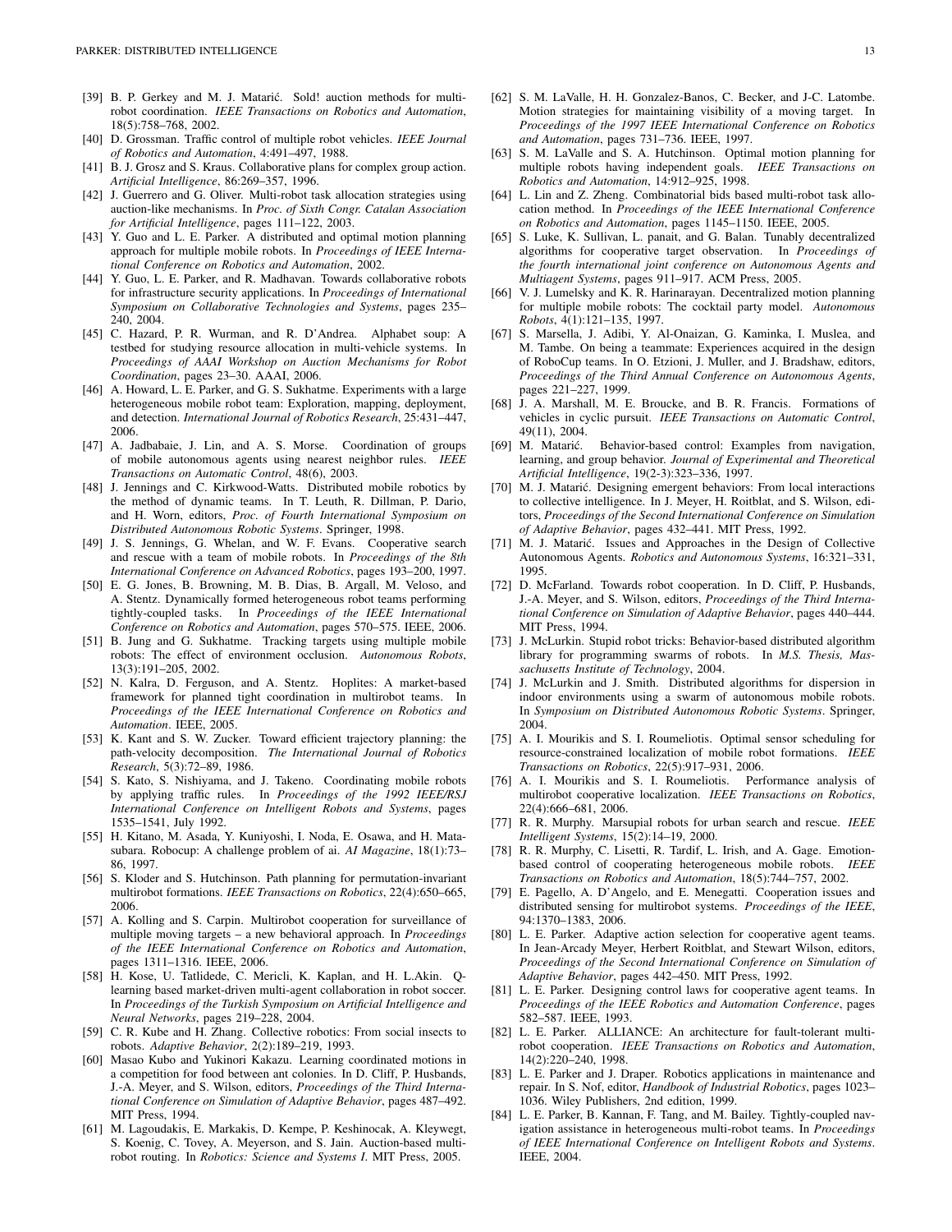[39] B. P. Gerkey and M. J. Matarić. Sold! auction methods for multi-robot coordination. *IEEE Transactions on Robotics and Automation*, 18(5):758–768, 2002.

[40] D. Grossman. Traffic control of multiple robot vehicles. *IEEE Journal of Robotics and Automation*, 4:491–497, 1988.

[41] B. J. Grosz and S. Kraus. Collaborative plans for complex group action. *Artificial Intelligence*, 86:269–357, 1996.

[42] J. Guerrero and G. Oliver. Multi-robot task allocation strategies using auction-like mechanisms. In *Proc. of Sixth Congr. Catalan Association for Artificial Intelligence*, pages 111–122, 2003.

[43] Y. Guo and L. E. Parker. A distributed and optimal motion planning approach for multiple mobile robots. In *Proceedings of IEEE International Conference on Robotics and Automation*, 2002.

[44] Y. Guo, L. E. Parker, and R. Madhavan. Towards collaborative robots for infrastructure security applications. In *Proceedings of International Symposium on Collaborative Technologies and Systems*, pages 235–240, 2004.

[45] C. Hazard, P. R. Wurman, and R. D'Andrea. Alphabet soup: A testbed for studying resource allocation in multi-vehicle systems. In *Proceedings of AAAI Workshop on Auction Mechanisms for Robot Coordination*, pages 23–30. AAAI, 2006.

[46] A. Howard, L. E. Parker, and G. S. Sukhatme. Experiments with a large heterogeneous mobile robot team: Exploration, mapping, deployment, and detection. *International Journal of Robotics Research*, 25:431–447, 2006.

[47] A. Jadbabaie, J. Lin, and A. S. Morse. Coordination of groups of mobile autonomous agents using nearest neighbor rules. *IEEE Transactions on Automatic Control*, 48(6), 2003.

[48] J. Jennings and C. Kirkwood-Watts. Distributed mobile robotics by the method of dynamic teams. In T. Leuth, R. Dillman, P. Dario, and H. Worn, editors, *Proc. of Fourth International Symposium on Distributed Autonomous Robotic Systems*. Springer, 1998.

[49] J. S. Jennings, G. Whelan, and W. F. Evans. Cooperative search and rescue with a team of mobile robots. In *Proceedings of the 8th International Conference on Advanced Robotics*, pages 193–200, 1997.

[50] E. G. Jones, B. Browning, M. B. Dias, B. Argall, M. Veloso, and A. Stentz. Dynamically formed heterogeneous robot teams performing tightly-coupled tasks. In *Proceedings of the IEEE International Conference on Robotics and Automation*, pages 570–575. IEEE, 2006.

[51] B. Jung and G. Sukhatme. Tracking targets using multiple mobile robots: The effect of environment occlusion. *Autonomous Robots*, 13(3):191–205, 2002.

[52] N. Kalra, D. Ferguson, and A. Stentz. Hoplites: A market-based framework for planned tight coordination in multirobot teams. In *Proceedings of the IEEE International Conference on Robotics and Automation*. IEEE, 2005.

[53] K. Kant and S. W. Zucker. Toward efficient trajectory planning: the path-velocity decomposition. *The International Journal of Robotics Research*, 5(3):72–89, 1986.

[54] S. Kato, S. Nishiyama, and J. Takeno. Coordinating mobile robots by applying traffic rules. In *Proceedings of the 1992 IEEE/RSJ International Conference on Intelligent Robots and Systems*, pages 1535–1541, July 1992.

[55] H. Kitano, M. Asada, Y. Kuniyoshi, I. Noda, E. Osawa, and H. Matasubara. Robocup: A challenge problem of ai. *AI Magazine*, 18(1):73–86, 1997.

[56] S. Kloder and S. Hutchinson. Path planning for permutation-invariant multirobot formations. *IEEE Transactions on Robotics*, 22(4):650–665, 2006.

[57] A. Kolling and S. Carpin. Multirobot cooperation for surveillance of multiple moving targets – a new behavioral approach. In *Proceedings of the IEEE International Conference on Robotics and Automation*, pages 1311–1316. IEEE, 2006.

[58] H. Kose, U. Tatlidede, C. Mericli, K. Kaplan, and H. L.Akin. Q-learning based market-driven multi-agent collaboration in robot soccer. In *Proceedings of the Turkish Symposium on Artificial Intelligence and Neural Networks*, pages 219–228, 2004.

[59] C. R. Kube and H. Zhang. Collective robotics: From social insects to robots. *Adaptive Behavior*, 2(2):189–219, 1993.

[60] Masao Kubo and Yukinori Kakazu. Learning coordinated motions in a competition for food between ant colonies. In D. Cliff, P. Husbands, J.-A. Meyer, and S. Wilson, editors, *Proceedings of the Third International Conference on Simulation of Adaptive Behavior*, pages 487–492. MIT Press, 1994.

[61] M. Lagoudakis, E. Markakis, D. Kempe, P. Keshinocak, A. Kleywegt, S. Koenig, C. Tovey, A. Meyerson, and S. Jain. Auction-based multi-robot routing. In *Robotics: Science and Systems I*. MIT Press, 2005.

[62] S. M. LaValle, H. H. Gonzalez-Banos, C. Becker, and J-C. Latombe. Motion strategies for maintaining visibility of a moving target. In *Proceedings of the 1997 IEEE International Conference on Robotics and Automation*, pages 731–736. IEEE, 1997.

[63] S. M. LaValle and S. A. Hutchinson. Optimal motion planning for multiple robots having independent goals. *IEEE Transactions on Robotics and Automation*, 14:912–925, 1998.

[64] L. Lin and Z. Zheng. Combinatorial bids based multi-robot task allocation method. In *Proceedings of the IEEE International Conference on Robotics and Automation*, pages 1145–1150. IEEE, 2005.

[65] S. Luke, K. Sullivan, L. panait, and G. Balan. Tunably decentralized algorithms for cooperative target observation. In *Proceedings of the fourth international joint conference on Autonomous Agents and Multiagent Systems*, pages 911–917. ACM Press, 2005.

[66] V. J. Lumelsky and K. R. Harinarayan. Decentralized motion planning for multiple mobile robots: The cocktail party model. *Autonomous Robots*, 4(1):121–135, 1997.

[67] S. Marsella, J. Adibi, Y. Al-Onaizan, G. Kaminka, I. Muslea, and M. Tambe. On being a teammate: Experiences acquired in the design of RoboCup teams. In O. Etzioni, J. Muller, and J. Bradshaw, editors, *Proceedings of the Third Annual Conference on Autonomous Agents*, pages 221–227, 1999.

[68] J. A. Marshall, M. E. Broucke, and B. R. Francis. Formations of vehicles in cyclic pursuit. *IEEE Transactions on Automatic Control*, 49(11), 2004.

[69] M. Matarić. Behavior-based control: Examples from navigation, learning, and group behavior. *Journal of Experimental and Theoretical Artificial Intelligence*, 19(2-3):323–336, 1997.

[70] M. J. Matarić. Designing emergent behaviors: From local interactions to collective intelligence. In J. Meyer, H. Roitblat, and S. Wilson, editors, *Proceedings of the Second International Conference on Simulation of Adaptive Behavior*, pages 432–441. MIT Press, 1992.

[71] M. J. Matarić. Issues and Approaches in the Design of Collective Autonomous Agents. *Robotics and Autonomous Systems*, 16:321–331, 1995.

[72] D. McFarland. Towards robot cooperation. In D. Cliff, P. Husbands, J.-A. Meyer, and S. Wilson, editors, *Proceedings of the Third International Conference on Simulation of Adaptive Behavior*, pages 440–444. MIT Press, 1994.

[73] J. McLurkin. Stupid robot tricks: Behavior-based distributed algorithm library for programming swarms of robots. In *M.S. Thesis, Massachusetts Institute of Technology*, 2004.

[74] J. McLurkin and J. Smith. Distributed algorithms for dispersion in indoor environments using a swarm of autonomous mobile robots. In *Symposium on Distributed Autonomous Robotic Systems*. Springer, 2004.

[75] A. I. Mourikis and S. I. Roumeliotis. Optimal sensor scheduling for resource-constrained localization of mobile robot formations. *IEEE Transactions on Robotics*, 22(5):917–931, 2006.

[76] A. I. Mourikis and S. I. Roumeliotis. Performance analysis of multirobot cooperative localization. *IEEE Transactions on Robotics*, 22(4):666–681, 2006.

[77] R. R. Murphy. Marsupial robots for urban search and rescue. *IEEE Intelligent Systems*, 15(2):14–19, 2000.

[78] R. R. Murphy, C. Lisetti, R. Tardif, L. Irish, and A. Gage. Emotion-based control of cooperating heterogeneous mobile robots. *IEEE Transactions on Robotics and Automation*, 18(5):744–757, 2002.

[79] E. Pagello, A. D'Angelo, and E. Menegatti. Cooperation issues and distributed sensing for multirobot systems. *Proceedings of the IEEE*, 94:1370–1383, 2006.

[80] L. E. Parker. Adaptive action selection for cooperative agent teams. In Jean-Arcady Meyer, Herbert Roitblat, and Stewart Wilson, editors, *Proceedings of the Second International Conference on Simulation of Adaptive Behavior*, pages 442–450. MIT Press, 1992.

[81] L. E. Parker. Designing control laws for cooperative agent teams. In *Proceedings of the IEEE Robotics and Automation Conference*, pages 582–587. IEEE, 1993.

[82] L. E. Parker. ALLIANCE: An architecture for fault-tolerant multi-robot cooperation. *IEEE Transactions on Robotics and Automation*, 14(2):220–240, 1998.

[83] L. E. Parker and J. Draper. Robotics applications in maintenance and repair. In S. Nof, editor, *Handbook of Industrial Robotics*, pages 1023–1036. Wiley Publishers, 2nd edition, 1999.

[84] L. E. Parker, B. Kannan, F. Tang, and M. Bailey. Tightly-coupled navigation assistance in heterogeneous multi-robot teams. In *Proceedings of IEEE International Conference on Intelligent Robots and Systems*. IEEE, 2004.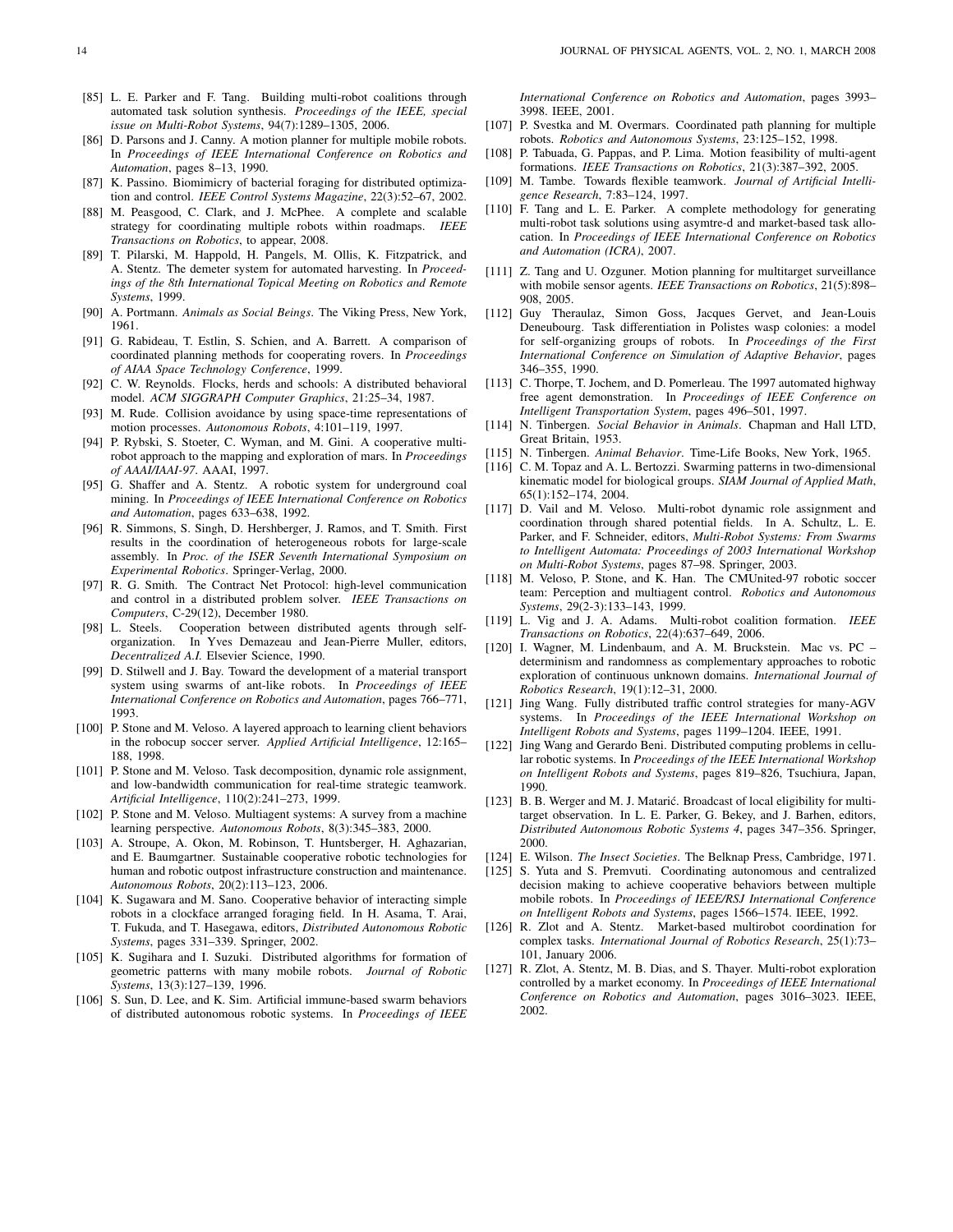[85] L. E. Parker and F. Tang. Building multi-robot coalitions through automated task solution synthesis. *Proceedings of the IEEE, special issue on Multi-Robot Systems*, 94(7):1289–1305, 2006.

[86] D. Parsons and J. Canny. A motion planner for multiple mobile robots. In *Proceedings of IEEE International Conference on Robotics and Automation*, pages 8–13, 1990.

[87] K. Passino. Biomimicry of bacterial foraging for distributed optimization and control. *IEEE Control Systems Magazine*, 22(3):52–67, 2002.

[88] M. Peasgood, C. Clark, and J. McPhee. A complete and scalable strategy for coordinating multiple robots within roadmaps. *IEEE Transactions on Robotics*, to appear, 2008.

[89] T. Pilarski, M. Happold, H. Pangels, M. Ollis, K. Fitzpatrick, and A. Stentz. The demeter system for automated harvesting. In *Proceedings of the 8th International Topical Meeting on Robotics and Remote Systems*, 1999.

[90] A. Portmann. *Animals as Social Beings*. The Viking Press, New York, 1961.

[91] G. Rabideau, T. Estlin, S. Schien, and A. Barrett. A comparison of coordinated planning methods for cooperating rovers. In *Proceedings of AIAA Space Technology Conference*, 1999.

[92] C. W. Reynolds. Flocks, herds and schools: A distributed behavioral model. *ACM SIGGRAPH Computer Graphics*, 21:25–34, 1987.

[93] M. Rude. Collision avoidance by using space-time representations of motion processes. *Autonomous Robots*, 4:101–119, 1997.

[94] P. Rybski, S. Stoeter, C. Wyman, and M. Gini. A cooperative multi-robot approach to the mapping and exploration of mars. In *Proceedings of AAAI/IAAI-97*. AAAI, 1997.

[95] G. Shaffer and A. Stentz. A robotic system for underground coal mining. In *Proceedings of IEEE International Conference on Robotics and Automation*, pages 633–638, 1992.

[96] R. Simmons, S. Singh, D. Hershberger, J. Ramos, and T. Smith. First results in the coordination of heterogeneous robots for large-scale assembly. In *Proc. of the ISER Seventh International Symposium on Experimental Robotics*. Springer-Verlag, 2000.

[97] R. G. Smith. The Contract Net Protocol: high-level communication and control in a distributed problem solver. *IEEE Transactions on Computers*, C-29(12), December 1980.

[98] L. Steels. Cooperation between distributed agents through self-organization. In Yves Demazeau and Jean-Pierre Muller, editors, *Decentralized A.I.* Elsevier Science, 1990.

[99] D. Stilwell and J. Bay. Toward the development of a material transport system using swarms of ant-like robots. In *Proceedings of IEEE International Conference on Robotics and Automation*, pages 766–771, 1993.

[100] P. Stone and M. Veloso. A layered approach to learning client behaviors in the robocup soccer server. *Applied Artificial Intelligence*, 12:165–188, 1998.

[101] P. Stone and M. Veloso. Task decomposition, dynamic role assignment, and low-bandwidth communication for real-time strategic teamwork. *Artificial Intelligence*, 110(2):241–273, 1999.

[102] P. Stone and M. Veloso. Multiagent systems: A survey from a machine learning perspective. *Autonomous Robots*, 8(3):345–383, 2000.

[103] A. Stroupe, A. Okon, M. Robinson, T. Huntsberger, H. Aghazarian, and E. Baumgartner. Sustainable cooperative robotic technologies for human and robotic outpost infrastructure construction and maintenance. *Autonomous Robots*, 20(2):113–123, 2006.

[104] K. Sugawara and M. Sano. Cooperative behavior of interacting simple robots in a clockface arranged foraging field. In H. Asama, T. Arai, T. Fukuda, and T. Hasegawa, editors, *Distributed Autonomous Robotic Systems*, pages 331–339. Springer, 2002.

[105] K. Sugihara and I. Suzuki. Distributed algorithms for formation of geometric patterns with many mobile robots. *Journal of Robotic Systems*, 13(3):127–139, 1996.

[106] S. Sun, D. Lee, and K. Sim. Artificial immune-based swarm behaviors of distributed autonomous robotic systems. In *Proceedings of IEEE International Conference on Robotics and Automation*, pages 3993–3998. IEEE, 2001.

[107] P. Svestka and M. Overmars. Coordinated path planning for multiple robots. *Robotics and Autonomous Systems*, 23:125–152, 1998.

[108] P. Tabuada, G. Pappas, and P. Lima. Motion feasibility of multi-agent formations. *IEEE Transactions on Robotics*, 21(3):387–392, 2005.

[109] M. Tambe. Towards flexible teamwork. *Journal of Artificial Intelligence Research*, 7:83–124, 1997.

[110] F. Tang and L. E. Parker. A complete methodology for generating multi-robot task solutions using asymtre-d and market-based task allocation. In *Proceedings of IEEE International Conference on Robotics and Automation (ICRA)*, 2007.

[111] Z. Tang and U. Ozguner. Motion planning for multitarget surveillance with mobile sensor agents. *IEEE Transactions on Robotics*, 21(5):898–908, 2005.

[112] Guy Theraulaz, Simon Goss, Jacques Gervet, and Jean-Louis Deneubourg. Task differentiation in Polistes wasp colonies: a model for self-organizing groups of robots. In *Proceedings of the First International Conference on Simulation of Adaptive Behavior*, pages 346–355, 1990.

[113] C. Thorpe, T. Jochem, and D. Pomerleau. The 1997 automated highway free agent demonstration. In *Proceedings of IEEE Conference on Intelligent Transportation System*, pages 496–501, 1997.

[114] N. Tinbergen. *Social Behavior in Animals*. Chapman and Hall LTD, Great Britain, 1953.

[115] N. Tinbergen. *Animal Behavior*. Time-Life Books, New York, 1965.

[116] C. M. Topaz and A. L. Bertozzi. Swarming patterns in two-dimensional kinematic model for biological groups. *SIAM Journal of Applied Math*, 65(1):152–174, 2004.

[117] D. Vail and M. Veloso. Multi-robot dynamic role assignment and coordination through shared potential fields. In A. Schultz, L. E. Parker, and F. Schneider, editors, *Multi-Robot Systems: From Swarms to Intelligent Automata: Proceedings of 2003 International Workshop on Multi-Robot Systems*, pages 87–98. Springer, 2003.

[118] M. Veloso, P. Stone, and K. Han. The CMUnited-97 robotic soccer team: Perception and multiagent control. *Robotics and Autonomous Systems*, 29(2-3):133–143, 1999.

[119] L. Vig and J. A. Adams. Multi-robot coalition formation. *IEEE Transactions on Robotics*, 22(4):637–649, 2006.

[120] I. Wagner, M. Lindenbaum, and A. M. Bruckstein. Mac vs. PC – determinism and randomness as complementary approaches to robotic exploration of continuous unknown domains. *International Journal of Robotics Research*, 19(1):12–31, 2000.

[121] Jing Wang. Fully distributed traffic control strategies for many-AGV systems. In *Proceedings of the IEEE International Workshop on Intelligent Robots and Systems*, pages 1199–1204. IEEE, 1991.

[122] Jing Wang and Gerardo Beni. Distributed computing problems in cellular robotic systems. In *Proceedings of the IEEE International Workshop on Intelligent Robots and Systems*, pages 819–826, Tsuchiura, Japan, 1990.

[123] B. B. Werger and M. J. Matarić. Broadcast of local eligibility for multi-target observation. In L. E. Parker, G. Bekey, and J. Barhen, editors, *Distributed Autonomous Robotic Systems 4*, pages 347–356. Springer, 2000.

[124] E. Wilson. *The Insect Societies*. The Belknap Press, Cambridge, 1971.

[125] S. Yuta and S. Premvuti. Coordinating autonomous and centralized decision making to achieve cooperative behaviors between multiple mobile robots. In *Proceedings of IEEE/RSJ International Conference on Intelligent Robots and Systems*, pages 1566–1574. IEEE, 1992.

[126] R. Zlot and A. Stentz. Market-based multirobot coordination for complex tasks. *International Journal of Robotics Research*, 25(1):73–101, January 2006.

[127] R. Zlot, A. Stentz, M. B. Dias, and S. Thayer. Multi-robot exploration controlled by a market economy. In *Proceedings of IEEE International Conference on Robotics and Automation*, pages 3016–3023. IEEE, 2002.